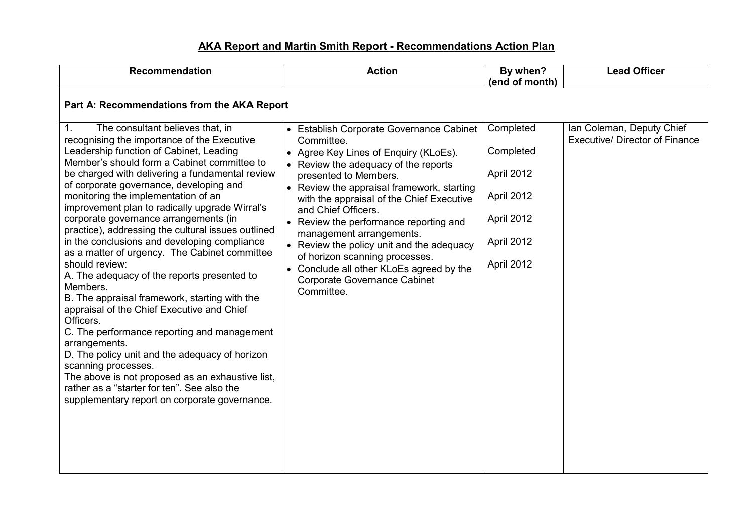# AKA Report and Martin Smith Report - Recommendations Action Plan

| Recommendation | Action | By when? (end of month) | Lead Officer |
|---|---|---|---|
| **Part A: Recommendations from the AKA Report** | | | |
| 1. The consultant believes that, in recognising the importance of the Executive Leadership function of Cabinet, Leading Member's should form a Cabinet committee to be charged with delivering a fundamental review of corporate governance, developing and monitoring the implementation of an improvement plan to radically upgrade Wirral's corporate governance arrangements (in practice), addressing the cultural issues outlined in the conclusions and developing compliance as a matter of urgency. The Cabinet committee should review:<br>A. The adequacy of the reports presented to Members.<br>B. The appraisal framework, starting with the appraisal of the Chief Executive and Chief Officers.<br>C. The performance reporting and management arrangements.<br>D. The policy unit and the adequacy of horizon scanning processes.<br>The above is not proposed as an exhaustive list, rather as a "starter for ten". See also the supplementary report on corporate governance. | • Establish Corporate Governance Cabinet Committee.<br>• Agree Key Lines of Enquiry (KLoEs).<br>• Review the adequacy of the reports presented to Members.<br>• Review the appraisal framework, starting with the appraisal of the Chief Executive and Chief Officers.<br>• Review the performance reporting and management arrangements.<br>• Review the policy unit and the adequacy of horizon scanning processes.<br>• Conclude all other KLoEs agreed by the Corporate Governance Cabinet Committee. | Completed<br>Completed<br>April 2012<br>April 2012<br>April 2012<br>April 2012<br>April 2012 | Ian Coleman, Deputy Chief Executive/ Director of Finance |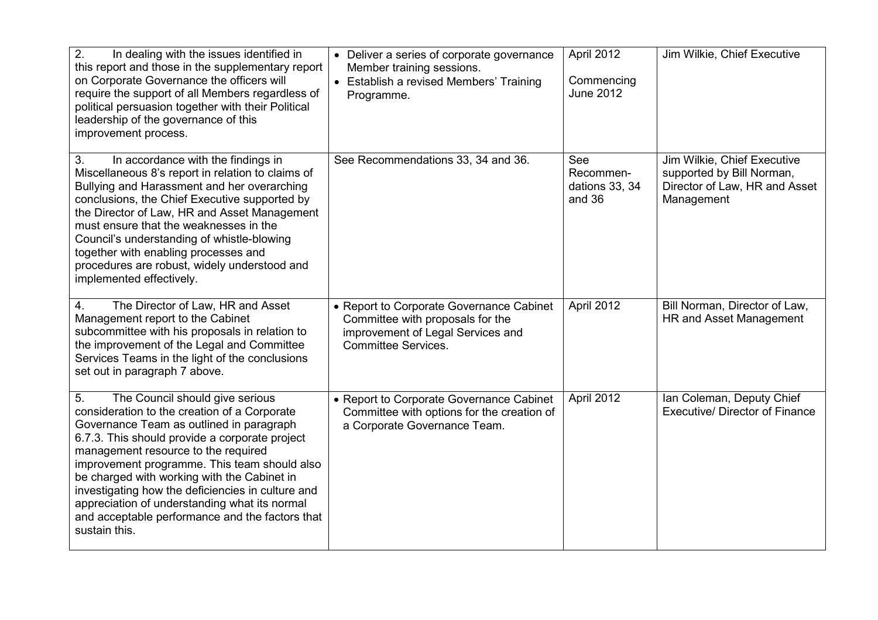| | | | |
|---|---|---|---|
| 2. In dealing with the issues identified in this report and those in the supplementary report on Corporate Governance the officers will require the support of all Members regardless of political persuasion together with their Political leadership of the governance of this improvement process. | • Deliver a series of corporate governance Member training sessions.<br>• Establish a revised Members' Training Programme. | April 2012<br><br>Commencing June 2012 | Jim Wilkie, Chief Executive |
| 3. In accordance with the findings in Miscellaneous 8's report in relation to claims of Bullying and Harassment and her overarching conclusions, the Chief Executive supported by the Director of Law, HR and Asset Management must ensure that the weaknesses in the Council's understanding of whistle-blowing together with enabling processes and procedures are robust, widely understood and implemented effectively. | See Recommendations 33, 34 and 36. | See Recommen-dations 33, 34 and 36 | Jim Wilkie, Chief Executive supported by Bill Norman, Director of Law, HR and Asset Management |
| 4. The Director of Law, HR and Asset Management report to the Cabinet subcommittee with his proposals in relation to the improvement of the Legal and Committee Services Teams in the light of the conclusions set out in paragraph 7 above. | • Report to Corporate Governance Cabinet Committee with proposals for the improvement of Legal Services and Committee Services. | April 2012 | Bill Norman, Director of Law, HR and Asset Management |
| 5. The Council should give serious consideration to the creation of a Corporate Governance Team as outlined in paragraph 6.7.3. This should provide a corporate project management resource to the required improvement programme. This team should also be charged with working with the Cabinet in investigating how the deficiencies in culture and appreciation of understanding what its normal and acceptable performance and the factors that sustain this. | • Report to Corporate Governance Cabinet Committee with options for the creation of a Corporate Governance Team. | April 2012 | Ian Coleman, Deputy Chief Executive/ Director of Finance |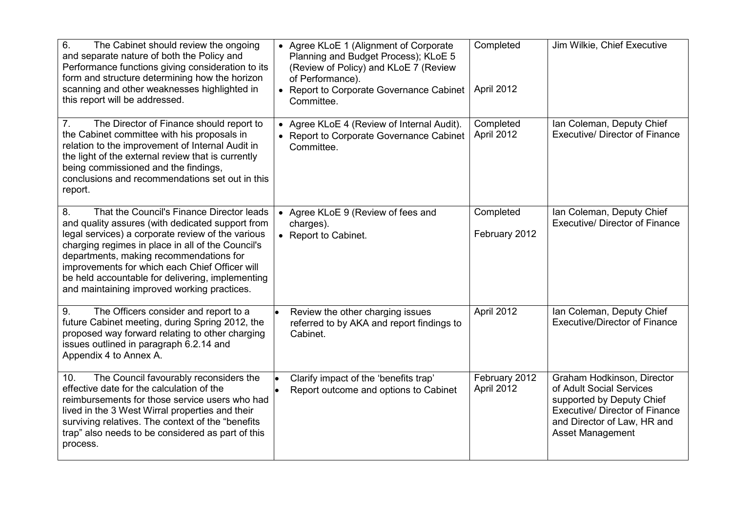| | | | |
|---|---|---|---|
| 6. The Cabinet should review the ongoing and separate nature of both the Policy and Performance functions giving consideration to its form and structure determining how the horizon scanning and other weaknesses highlighted in this report will be addressed. | • Agree KLoE 1 (Alignment of Corporate Planning and Budget Process); KLoE 5 (Review of Policy) and KLoE 7 (Review of Performance).<br>• Report to Corporate Governance Cabinet Committee. | Completed<br><br>April 2012 | Jim Wilkie, Chief Executive |
| 7. The Director of Finance should report to the Cabinet committee with his proposals in relation to the improvement of Internal Audit in the light of the external review that is currently being commissioned and the findings, conclusions and recommendations set out in this report. | • Agree KLoE 4 (Review of Internal Audit).<br>• Report to Corporate Governance Cabinet Committee. | Completed<br>April 2012 | Ian Coleman, Deputy Chief Executive/ Director of Finance |
| 8. That the Council's Finance Director leads and quality assures (with dedicated support from legal services) a corporate review of the various charging regimes in place in all of the Council's departments, making recommendations for improvements for which each Chief Officer will be held accountable for delivering, implementing and maintaining improved working practices. | • Agree KLoE 9 (Review of fees and charges).<br>• Report to Cabinet. | Completed<br><br>February 2012 | Ian Coleman, Deputy Chief Executive/ Director of Finance |
| 9. The Officers consider and report to a future Cabinet meeting, during Spring 2012, the proposed way forward relating to other charging issues outlined in paragraph 6.2.14 and Appendix 4 to Annex A. | • Review the other charging issues referred to by AKA and report findings to Cabinet. | April 2012 | Ian Coleman, Deputy Chief Executive/Director of Finance |
| 10. The Council favourably reconsiders the effective date for the calculation of the reimbursements for those service users who had lived in the 3 West Wirral properties and their surviving relatives. The context of the "benefits trap" also needs to be considered as part of this process. | • Clarify impact of the 'benefits trap'<br>• Report outcome and options to Cabinet | February 2012<br>April 2012 | Graham Hodkinson, Director of Adult Social Services supported by Deputy Chief Executive/ Director of Finance and Director of Law, HR and Asset Management |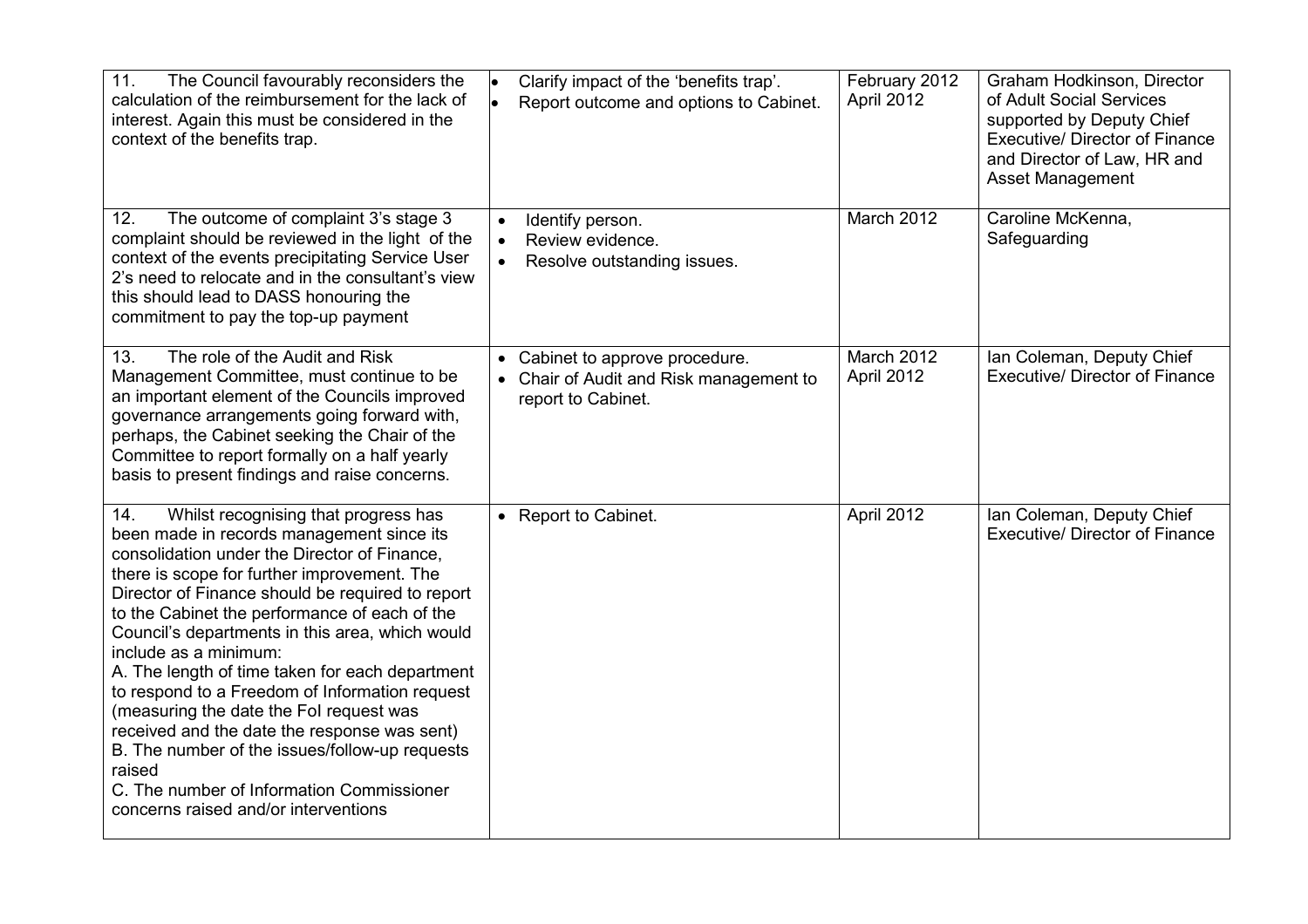| | | | |
|---|---|---|---|
| 11. The Council favourably reconsiders the calculation of the reimbursement for the lack of interest. Again this must be considered in the context of the benefits trap. | • Clarify impact of the 'benefits trap'.<br>• Report outcome and options to Cabinet. | February 2012<br>April 2012 | Graham Hodkinson, Director of Adult Social Services supported by Deputy Chief Executive/ Director of Finance and Director of Law, HR and Asset Management |
| 12. The outcome of complaint 3's stage 3 complaint should be reviewed in the light of the context of the events precipitating Service User 2's need to relocate and in the consultant's view this should lead to DASS honouring the commitment to pay the top-up payment | • Identify person.<br>• Review evidence.<br>• Resolve outstanding issues. | March 2012 | Caroline McKenna, Safeguarding |
| 13. The role of the Audit and Risk Management Committee, must continue to be an important element of the Councils governance arrangements going forward with, perhaps, the Cabinet seeking the Chair of the Committee to report formally on a half yearly basis to present findings and raise concerns. | • Cabinet to approve procedure.<br>• Chair of Audit and Risk management to report to Cabinet. | March 2012<br>April 2012 | Ian Coleman, Deputy Chief Executive/ Director of Finance |
| 14. Whilst recognising that progress has been made in records management since its consolidation under the Director of Finance, there is scope for further improvement. The Director of Finance should be required to report to the Cabinet the performance of each of the Council's departments in this area, which would include as a minimum:<br>A. The length of time taken for each department to respond to a Freedom of Information request (measuring the date the FoI request was received and the date the response was sent)<br>B. The number of the issues/follow-up requests raised<br>C. The number of Information Commissioner concerns raised and/or interventions | • Report to Cabinet. | April 2012 | Ian Coleman, Deputy Chief Executive/ Director of Finance |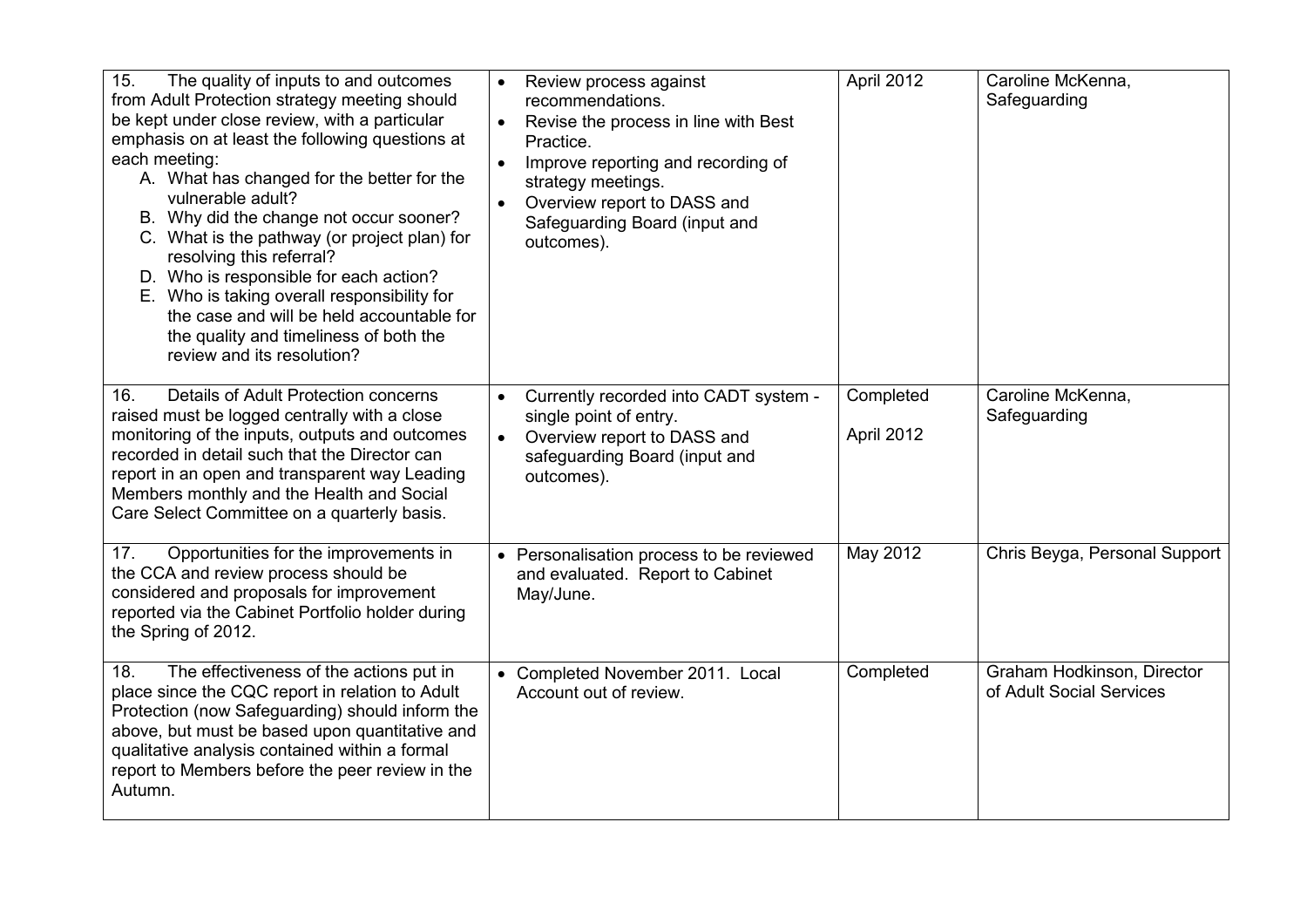| | | | |
|---|---|---|---|
| 15. The quality of inputs to and outcomes from Adult Protection strategy meeting should be kept under close review, with a particular emphasis on at least the following questions at each meeting:<br>A. What has changed for the better for the vulnerable adult?<br>B. Why did the change not occur sooner?<br>C. What is the pathway (or project plan) for resolving this referral?<br>D. Who is responsible for each action?<br>E. Who is taking overall responsibility for the case and will be held accountable for the quality and timeliness of both the review and its resolution? | • Review process against recommendations.<br>• Revise the process in line with Best Practice.<br>• Improve reporting and recording of strategy meetings.<br>• Overview report to DASS and Safeguarding Board (input and outcomes). | April 2012 | Caroline McKenna, Safeguarding |
| 16. Details of Adult Protection concerns raised must be logged centrally with a close monitoring of the inputs, outputs and outcomes recorded in detail such that the Director can report in an open and transparent way Leading Members monthly and the Health and Social Care Select Committee on a quarterly basis. | • Currently recorded into CADT system - single point of entry.<br>• Overview report to DASS and safeguarding Board (input and outcomes). | Completed<br><br>April 2012 | Caroline McKenna, Safeguarding |
| 17. Opportunities for the improvements in the CCA and review process should be considered and proposals for improvement reported via the Cabinet Portfolio holder during the Spring of 2012. | • Personalisation process to be reviewed and evaluated. Report to Cabinet May/June. | May 2012 | Chris Beyga, Personal Support |
| 18. The effectiveness of the actions put in place since the CQC report in relation to Adult Protection (now Safeguarding) should inform the above, but must be based upon quantitative and qualitative analysis contained within a formal report to Members before the peer review in the Autumn. | • Completed November 2011. Local Account out of review. | Completed | Graham Hodkinson, Director of Adult Social Services |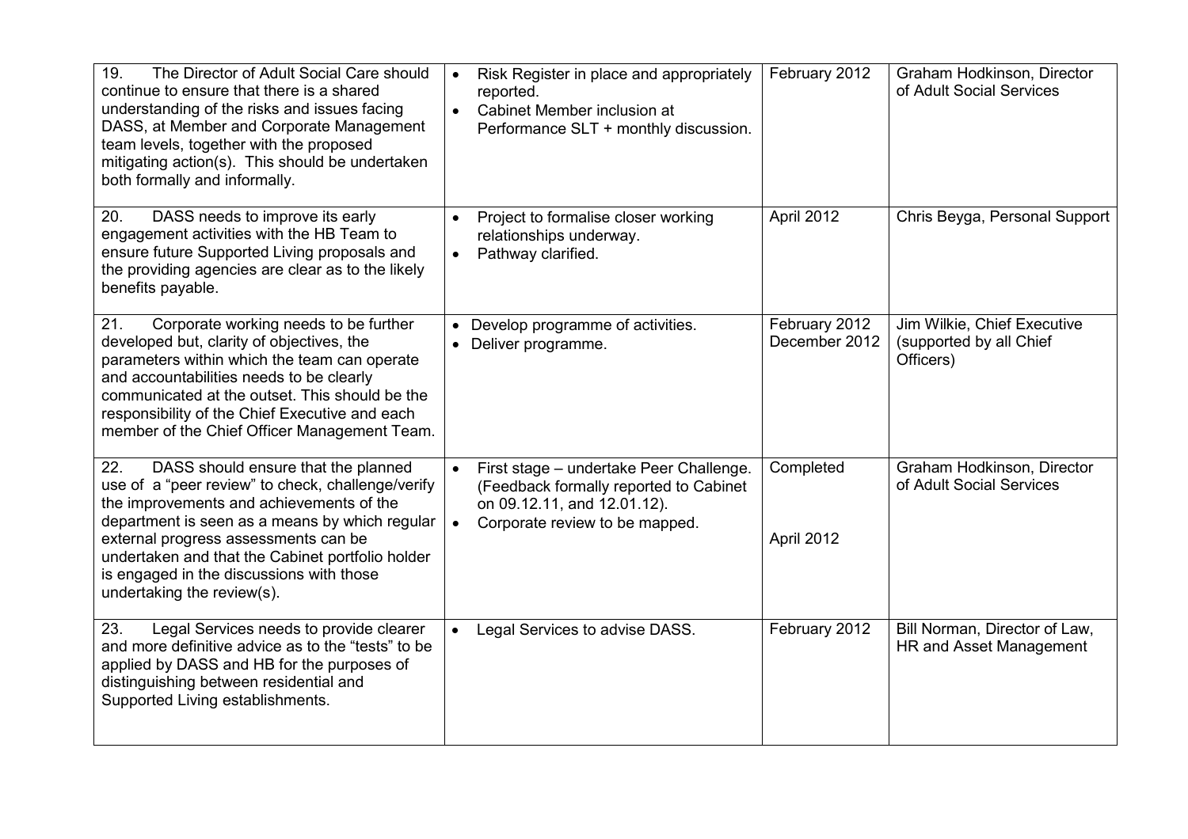| | | | |
|---|---|---|---|
| 19. The Director of Adult Social Care should continue to ensure that there is a shared understanding of the risks and issues facing DASS, at Member and Corporate Management team levels, together with the proposed mitigating action(s). This should be undertaken both formally and informally. | • Risk Register in place and appropriately reported.<br>• Cabinet Member inclusion at Performance SLT + monthly discussion. | February 2012 | Graham Hodkinson, Director of Adult Social Services |
| 20. DASS needs to improve its early engagement activities with the HB Team to ensure future Supported Living proposals and the providing agencies are clear as to the likely benefits payable. | • Project to formalise closer working relationships underway.<br>• Pathway clarified. | April 2012 | Chris Beyga, Personal Support |
| 21. Corporate working needs to be further developed but, clarity of objectives, the parameters within which the team can operate and accountabilities needs to be clearly communicated at the outset. This should be the responsibility of the Chief Executive and each member of the Chief Officer Management Team. | • Develop programme of activities.<br>• Deliver programme. | February 2012<br>December 2012 | Jim Wilkie, Chief Executive (supported by all Chief Officers) |
| 22. DASS should ensure that the planned use of a "peer review" to check, challenge/verify the improvements and achievements of the department is seen as a means by which regular external progress assessments can be undertaken and that the Cabinet portfolio holder is engaged in the discussions with those undertaking the review(s). | • First stage – undertake Peer Challenge. (Feedback formally reported to Cabinet on 09.12.11, and 12.01.12).<br>• Corporate review to be mapped. | Completed<br><br>April 2012 | Graham Hodkinson, Director of Adult Social Services |
| 23. Legal Services needs to provide clearer and more definitive advice as to the "tests" to be applied by DASS and HB for the purposes of distinguishing between residential and Supported Living establishments. | • Legal Services to advise DASS. | February 2012 | Bill Norman, Director of Law, HR and Asset Management |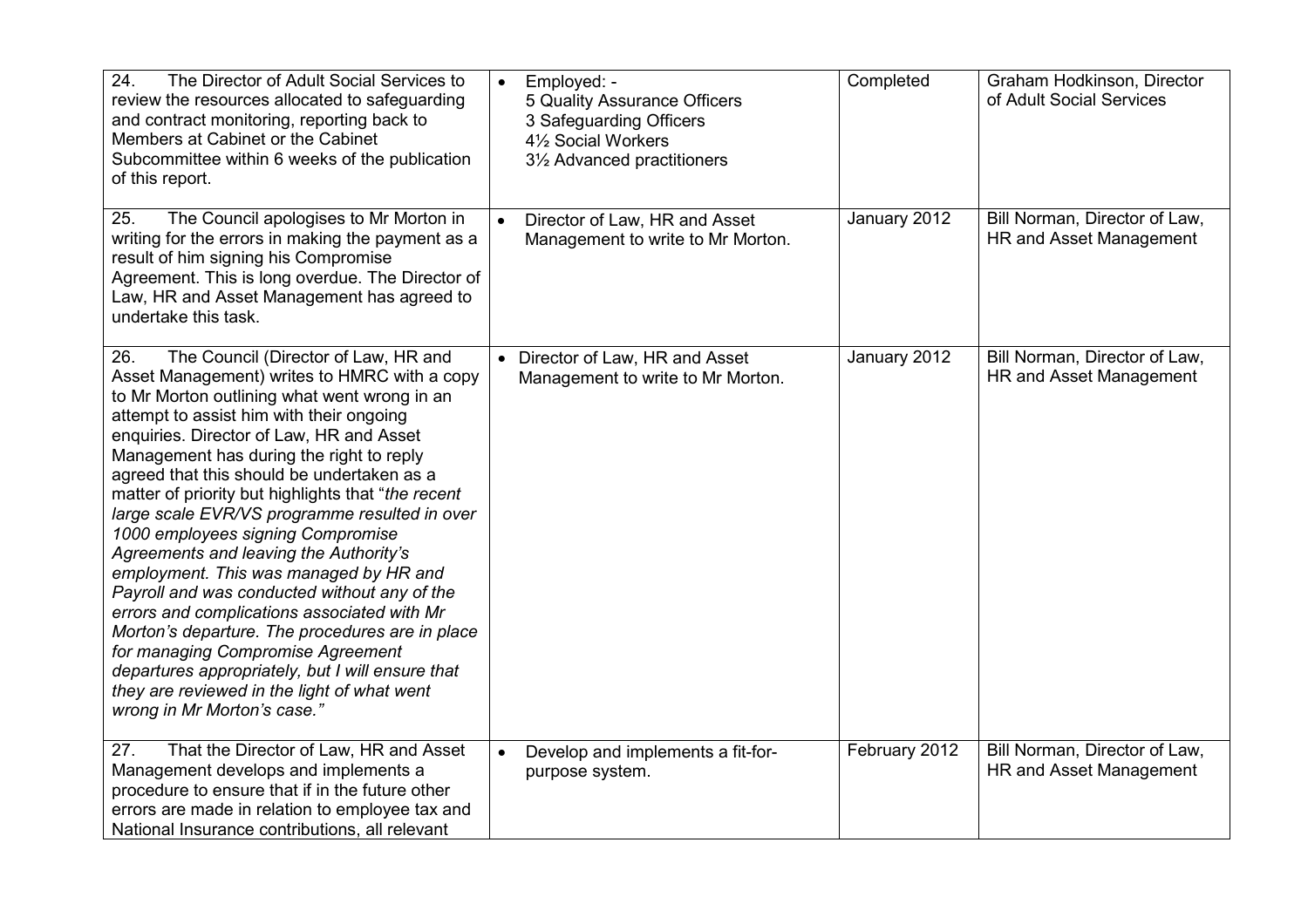| | | | |
|---|---|---|---|
| 24. The Director of Adult Social Services to review the resources allocated to safeguarding and contract monitoring, reporting back to Members at Cabinet or the Cabinet Subcommittee within 6 weeks of the publication of this report. | • Employed: - 5 Quality Assurance Officers 3 Safeguarding Officers 4½ Social Workers 3½ Advanced practitioners | Completed | Graham Hodkinson, Director of Adult Social Services |
| 25. The Council apologises to Mr Morton in writing for the errors in making the payment as a result of him signing his Compromise Agreement. This is long overdue. The Director of Law, HR and Asset Management has agreed to undertake this task. | • Director of Law, HR and Asset Management to write to Mr Morton. | January 2012 | Bill Norman, Director of Law, HR and Asset Management |
| 26. The Council (Director of Law, HR and Asset Management) writes to HMRC with a copy to Mr Morton outlining what went wrong in an attempt to assist him with their ongoing enquiries. Director of Law, HR and Asset Management has during the right to reply agreed that this should be undertaken as a matter of priority but highlights that "*the recent large scale EVR/VS programme resulted in over 1000 employees signing Compromise Agreements and leaving the Authority's employment. This was managed by HR and Payroll and was conducted without any of the errors and complications associated with Mr Morton's departure. The procedures are in place for managing Compromise Agreement departures appropriately, but I will ensure that they are reviewed in the light of what went wrong in Mr Morton's case.*" | • Director of Law, HR and Asset Management to write to Mr Morton. | January 2012 | Bill Norman, Director of Law, HR and Asset Management |
| 27. That the Director of Law, HR and Asset Management develops and implements a procedure to ensure that if in the future other errors are made in relation to employee tax and National Insurance contributions, all relevant | • Develop and implements a fit-for-purpose system. | February 2012 | Bill Norman, Director of Law, HR and Asset Management |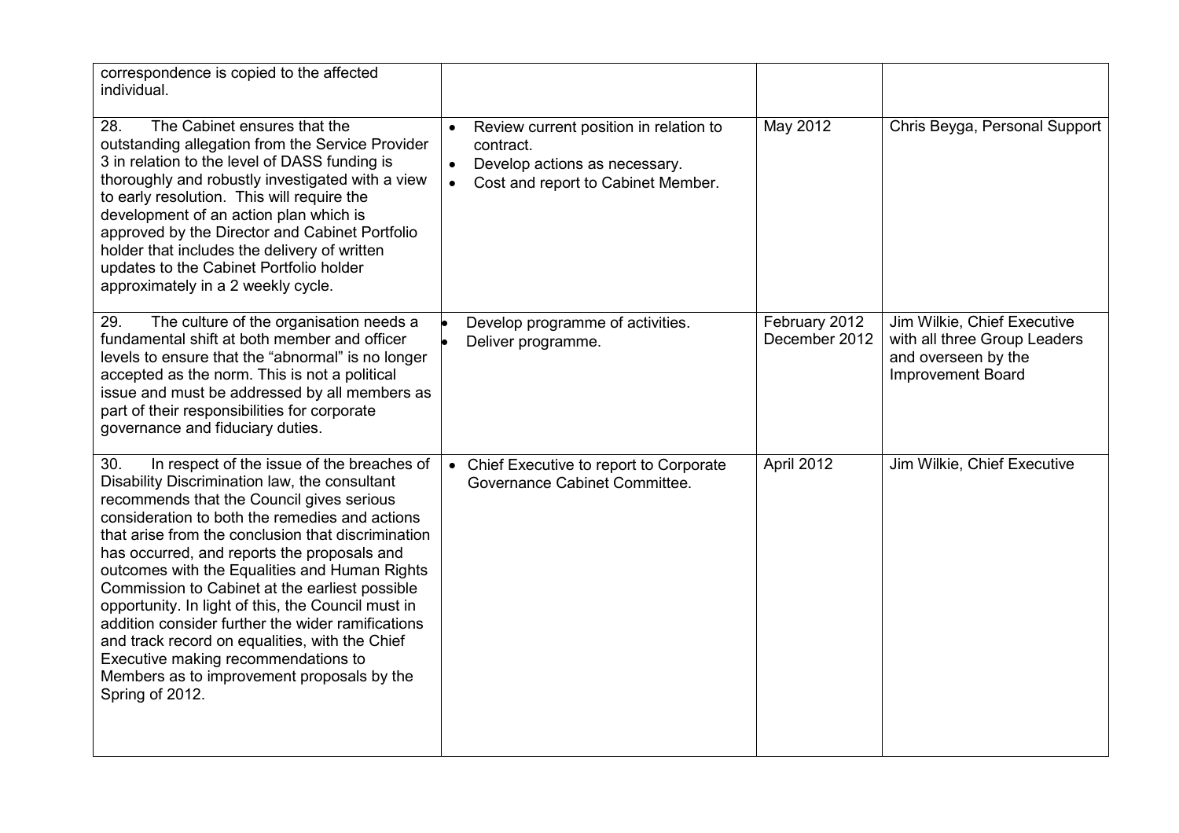| | | | |
|---|---|---|---|
| correspondence is copied to the affected individual. | | | |
| 28. The Cabinet ensures that the outstanding allegation from the Service Provider 3 in relation to the level of DASS funding is thoroughly and robustly investigated with a view to early resolution. This will require the development of an action plan which is approved by the Director and Cabinet Portfolio holder that includes the delivery of written updates to the Cabinet Portfolio holder approximately in a 2 weekly cycle. | • Review current position in relation to contract.<br>• Develop actions as necessary.<br>• Cost and report to Cabinet Member. | May 2012 | Chris Beyga, Personal Support |
| 29. The culture of the organisation needs a fundamental shift at both member and officer levels to ensure that the "abnormal" is no longer accepted as the norm. This is not a political issue and must be addressed by all members as part of their responsibilities for corporate governance and fiduciary duties. | • Develop programme of activities.<br>• Deliver programme. | February 2012<br>December 2012 | Jim Wilkie, Chief Executive with all three Group Leaders and overseen by the Improvement Board |
| 30. In respect of the issue of the breaches of Disability Discrimination law, the consultant recommends that the Council gives serious consideration to both the remedies and actions that arise from the conclusion that discrimination has occurred, and reports the proposals and outcomes with the Equalities and Human Rights Commission to Cabinet at the earliest possible opportunity. In light of this, the Council must in addition consider further the wider ramifications and track record on equalities, with the Chief Executive making recommendations to Members as to improvement proposals by the Spring of 2012. | • Chief Executive to report to Corporate Governance Cabinet Committee. | April 2012 | Jim Wilkie, Chief Executive |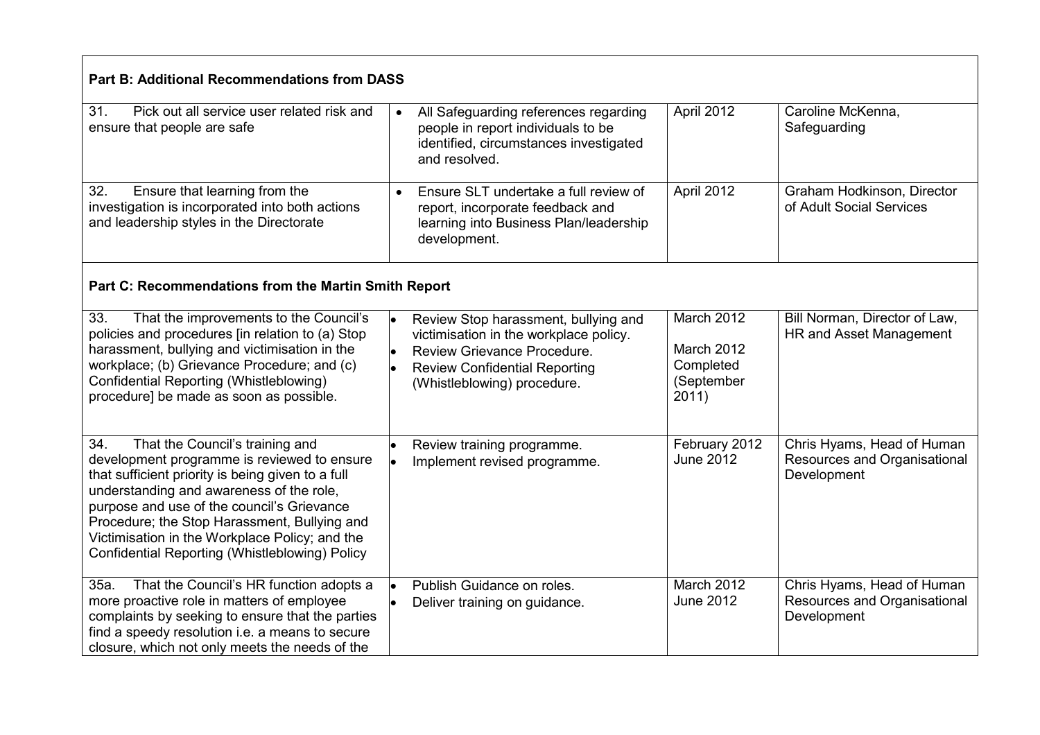| **Part B: Additional Recommendations from DASS** | | | |
|---|---|---|---|
| 31. Pick out all service user related risk and ensure that people are safe | • All Safeguarding references regarding people in report individuals to be identified, circumstances investigated and resolved. | April 2012 | Caroline McKenna, Safeguarding |
| 32. Ensure that learning from the investigation is incorporated into both actions and leadership styles in the Directorate | • Ensure SLT undertake a full review of report, incorporate feedback and learning into Business Plan/leadership development. | April 2012 | Graham Hodkinson, Director of Adult Social Services |
| **Part C: Recommendations from the Martin Smith Report** | | | |
| 33. That the improvements to the Council's policies and procedures [in relation to (a) Stop harassment, bullying and victimisation in the workplace; (b) Grievance Procedure; and (c) Confidential Reporting (Whistleblowing) procedure] be made as soon as possible. | • Review Stop harassment, bullying and victimisation in the workplace policy.<br>• Review Grievance Procedure.<br>• Review Confidential Reporting (Whistleblowing) procedure. | March 2012<br>March 2012<br>Completed (September 2011) | Bill Norman, Director of Law, HR and Asset Management |
| 34. That the Council's training and development programme is reviewed to ensure that sufficient priority is being given to a full understanding and awareness of the role, purpose and use of the council's Grievance Procedure; the Stop Harassment, Bullying and Victimisation in the Workplace Policy; and the Confidential Reporting (Whistleblowing) Policy | • Review training programme.<br>• Implement revised programme. | February 2012<br>June 2012 | Chris Hyams, Head of Human Resources and Organisational Development |
| 35a. That the Council's HR function adopts a more proactive role in matters of employee complaints by seeking to ensure that the parties find a speedy resolution i.e. a means to secure closure, which not only meets the needs of the | • Publish Guidance on roles.<br>• Deliver training on guidance. | March 2012<br>June 2012 | Chris Hyams, Head of Human Resources and Organisational Development |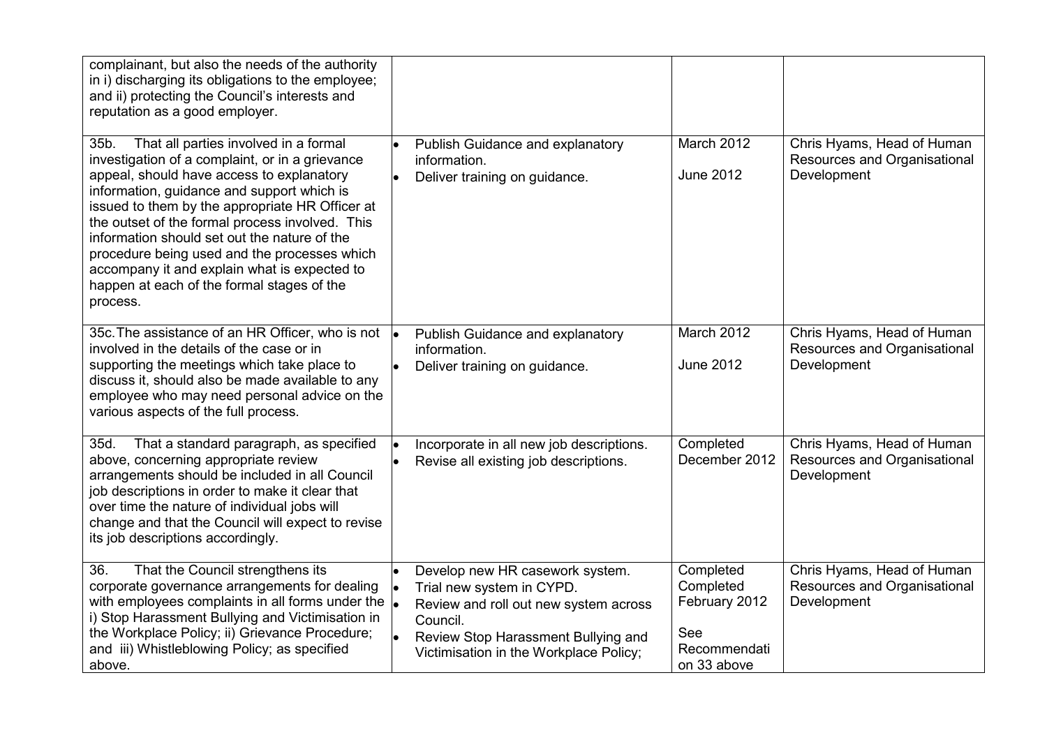| | | | |
|---|---|---|---|
| complainant, but also the needs of the authority in i) discharging its obligations to the employee; and ii) protecting the Council's interests and reputation as a good employer. | | | |
| 35b. That all parties involved in a formal investigation of a complaint, or in a grievance appeal, should have access to explanatory information, guidance and support which is issued to them by the appropriate HR Officer at the outset of the formal process involved. This information should set out the nature of the procedure being used and the processes which accompany it and explain what is expected to happen at each of the formal stages of the process. | • Publish Guidance and explanatory information.<br>• Deliver training on guidance. | March 2012<br><br>June 2012 | Chris Hyams, Head of Human Resources and Organisational Development |
| 35c. The assistance of an HR Officer, who is not involved in the details of the case or in supporting the meetings which take place to discuss it, should also be made available to any employee who may need personal advice on the various aspects of the full process. | • Publish Guidance and explanatory information.<br>• Deliver training on guidance. | March 2012<br><br>June 2012 | Chris Hyams, Head of Human Resources and Organisational Development |
| 35d. That a standard paragraph, as specified above, concerning appropriate review arrangements should be included in all Council job descriptions in order to make it clear that over time the nature of individual jobs will change and that the Council will expect to revise its job descriptions accordingly. | • Incorporate in all new job descriptions.<br>• Revise all existing job descriptions. | Completed<br>December 2012 | Chris Hyams, Head of Human Resources and Organisational Development |
| 36. That the Council strengthens its corporate governance arrangements for dealing with employees complaints in all forms under the i) Stop Harassment Bullying and Victimisation in the Workplace Policy; ii) Grievance Procedure; and iii) Whistleblowing Policy; as specified above. | • Develop new HR casework system.<br>• Trial new system in CYPD.<br>• Review and roll out new system across Council.<br>• Review Stop Harassment Bullying and Victimisation in the Workplace Policy; | Completed<br>Completed<br>February 2012<br><br>See Recommendati on 33 above | Chris Hyams, Head of Human Resources and Organisational Development |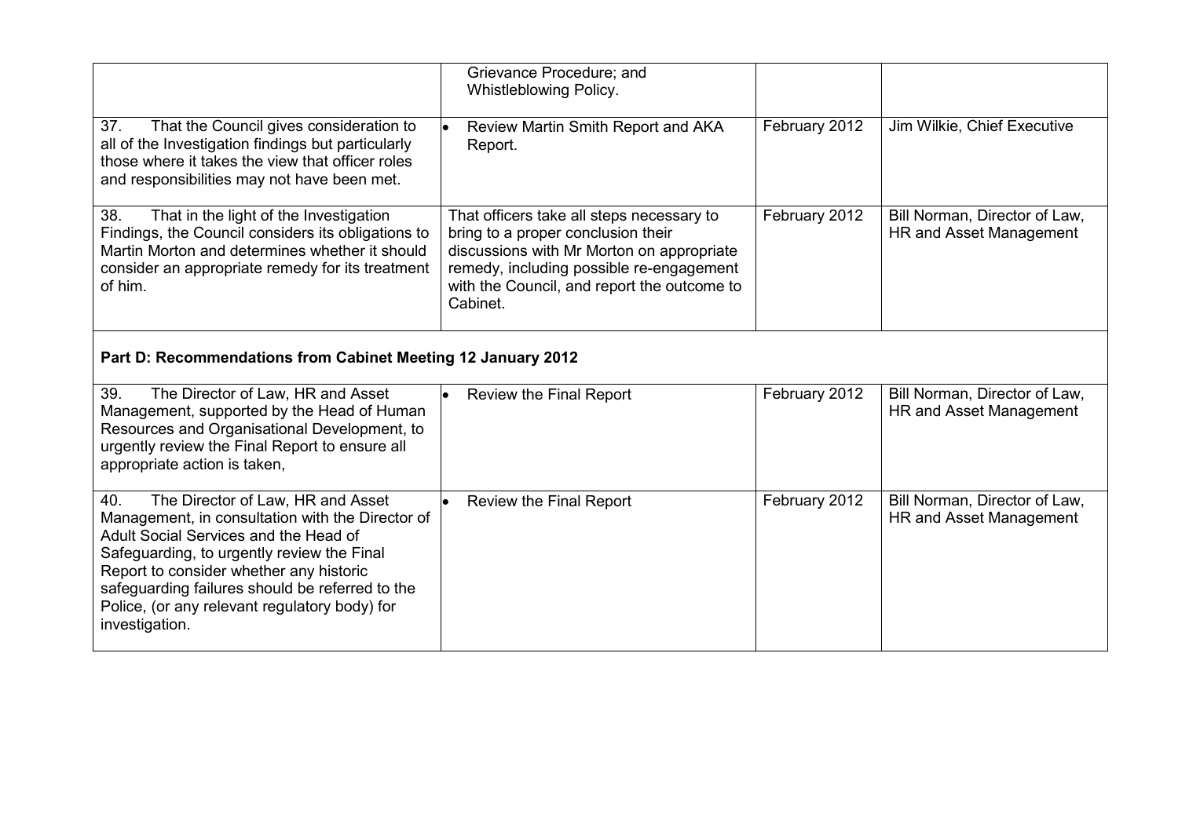| | | | |
|---|---|---|---|
| | Grievance Procedure; and Whistleblowing Policy. | | |
| 37. That the Council gives consideration to all of the Investigation findings but particularly those where it takes the view that officer roles and responsibilities may not have been met. | • Review Martin Smith Report and AKA Report. | February 2012 | Jim Wilkie, Chief Executive |
| 38. That in the light of the Investigation Findings, the Council considers its obligations to Martin Morton and determines whether it should consider an appropriate remedy for its treatment of him. | That officers take all steps necessary to bring to a proper conclusion their discussions with Mr Morton on appropriate remedy, including possible re-engagement with the Council, and report the outcome to Cabinet. | February 2012 | Bill Norman, Director of Law, HR and Asset Management |
| **Part D: Recommendations from Cabinet Meeting 12 January 2012** | | | |
| 39. The Director of Law, HR and Asset Management, supported by the Head of Human Resources and Organisational Development, to urgently review the Final Report to ensure all appropriate action is taken, | • Review the Final Report | February 2012 | Bill Norman, Director of Law, HR and Asset Management |
| 40. The Director of Law, HR and Asset Management, in consultation with the Director of Adult Social Services and the Head of Safeguarding, to urgently review the Final Report to consider whether any historic safeguarding failures should be referred to the Police, (or any relevant regulatory body) for investigation. | • Review the Final Report | February 2012 | Bill Norman, Director of Law, HR and Asset Management |